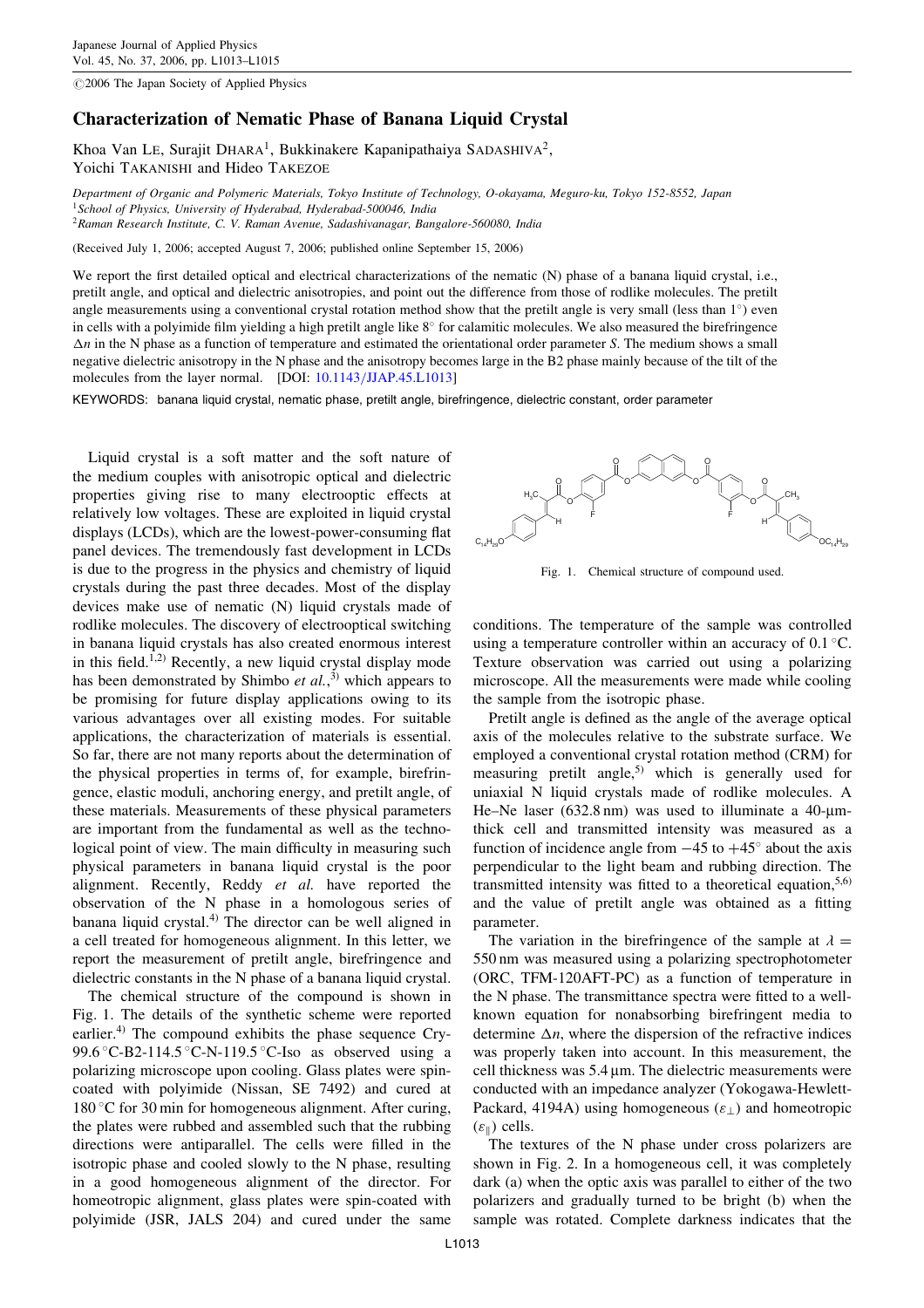©2006 The Japan Society of Applied Physics

# Characterization of Nematic Phase of Banana Liquid Crystal

Khoa Van LE, Surajit DHARA[1], Bukkinakere Kapanipathaiya SADASHIVA[2], Yoichi TAKANISHI and Hideo TAKEZOE

*Department of Organic and Polymeric Materials, Tokyo Institute of Technology, O-okayama, Meguro-ku, Tokyo 152-8552, Japan*
[1]*School of Physics, University of Hyderabad, Hyderabad-500046, India*
[2]*Raman Research Institute, C. V. Raman Avenue, Sadashivanagar, Bangalore-560080, India*

(Received July 1, 2006; accepted August 7, 2006; published online September 15, 2006)

We report the first detailed optical and electrical characterizations of the nematic (N) phase of a banana liquid crystal, i.e., pretilt angle, and optical and dielectric anisotropies, and point out the difference from those of rodlike molecules. The pretilt angle measurements using a conventional crystal rotation method show that the pretilt angle is very small (less than 1°) even in cells with a polyimide film yielding a high pretilt angle like 8° for calamitic molecules. We also measured the birefringence $\Delta n$ in the N phase as a function of temperature and estimated the orientational order parameter $S$. The medium shows a small negative dielectric anisotropy in the N phase and the anisotropy becomes large in the B2 phase mainly because of the tilt of the molecules from the layer normal. [DOI: 10.1143/JJAP.45.L1013]

KEYWORDS: banana liquid crystal, nematic phase, pretilt angle, birefringence, dielectric constant, order parameter

Liquid crystal is a soft matter and the soft nature of the medium couples with anisotropic optical and dielectric properties giving rise to many electrooptic effects at relatively low voltages. These are exploited in liquid crystal displays (LCDs), which are the lowest-power-consuming flat panel devices. The tremendously fast development in LCDs is due to the progress in the physics and chemistry of liquid crystals during the past three decades. Most of the display devices make use of nematic (N) liquid crystals made of rodlike molecules. The discovery of electrooptical switching in banana liquid crystals has also created enormous interest in this field.[1,2] Recently, a new liquid crystal display mode has been demonstrated by Shimbo *et al.*,[3] which appears to be promising for future display applications owing to its various advantages over all existing modes. For suitable applications, the characterization of materials is essential. So far, there are not many reports about the determination of the physical properties in terms of, for example, birefringence, elastic moduli, anchoring energy, and pretilt angle, of these materials. Measurements of these physical parameters are important from the fundamental as well as the technological point of view. The main difficulty in measuring such physical parameters in banana liquid crystal is the poor alignment. Recently, Reddy *et al.* have reported the observation of the N phase in a homologous series of banana liquid crystal.[4] The director can be well aligned in a cell treated for homogeneous alignment. In this letter, we report the measurement of pretilt angle, birefringence and dielectric constants in the N phase of a banana liquid crystal.

The chemical structure of the compound is shown in Fig. 1. The details of the synthetic scheme were reported earlier.[4] The compound exhibits the phase sequence Cry-99.6 °C-B2-114.5 °C-N-119.5 °C-Iso as observed using a polarizing microscope upon cooling. Glass plates were spin-coated with polyimide (Nissan, SE 7492) and cured at 180 °C for 30 min for homogeneous alignment. After curing, the plates were rubbed and assembled such that the rubbing directions were antiparallel. The cells were filled in the isotropic phase and cooled slowly to the N phase, resulting in a good homogeneous alignment of the director. For homeotropic alignment, glass plates were spin-coated with polyimide (JSR, JALS 204) and cured under the same conditions. The temperature of the sample was controlled using a temperature controller within an accuracy of 0.1 °C. Texture observation was carried out using a polarizing microscope. All the measurements were made while cooling the sample from the isotropic phase.

Fig. 1. Chemical structure of compound used.

Pretilt angle is defined as the angle of the average optical axis of the molecules relative to the substrate surface. We employed a conventional crystal rotation method (CRM) for measuring pretilt angle,[5] which is generally used for uniaxial N liquid crystals made of rodlike molecules. A He–Ne laser (632.8 nm) was used to illuminate a 40-μm-thick cell and transmitted intensity was measured as a function of incidence angle from −45 to +45° about the axis perpendicular to the light beam and rubbing direction. The transmitted intensity was fitted to a theoretical equation,[5,6] and the value of pretilt angle was obtained as a fitting parameter.

The variation in the birefringence of the sample at $\lambda = 550$ nm was measured using a polarizing spectrophotometer (ORC, TFM-120AFT-PC) as a function of temperature in the N phase. The transmittance spectra were fitted to a well-known equation for nonabsorbing birefringent media to determine $\Delta n$, where the dispersion of the refractive indices was properly taken into account. In this measurement, the cell thickness was 5.4 μm. The dielectric measurements were conducted with an impedance analyzer (Yokogawa-Hewlett-Packard, 4194A) using homogeneous ($\varepsilon_\perp$) and homeotropic ($\varepsilon_\parallel$) cells.

The textures of the N phase under cross polarizers are shown in Fig. 2. In a homogeneous cell, it was completely dark (a) when the optic axis was parallel to either of the two polarizers and gradually turned to be bright (b) when the sample was rotated. Complete darkness indicates that the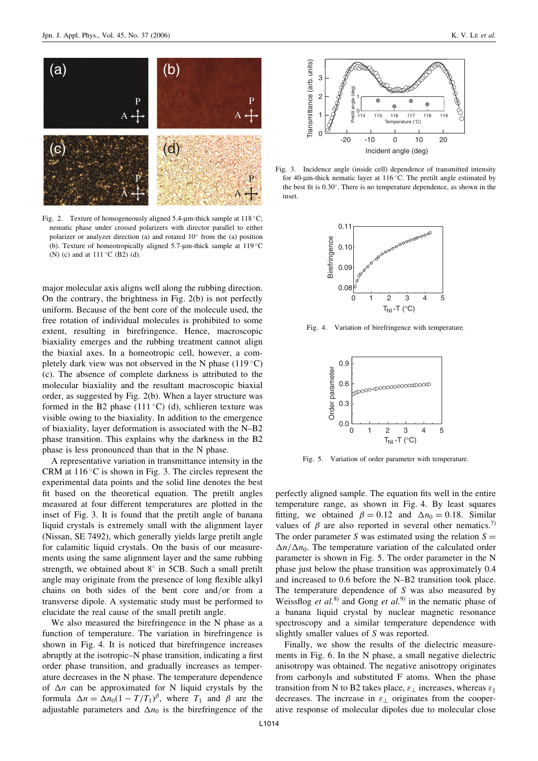Fig. 2. Texture of homogeneously aligned 5.4-μm-thick sample at 118 °C; nematic phase under crossed polarizers with director parallel to either polarizer or analyzer direction (a) and rotated 10° from the (a) position (b). Texture of homeotropically aligned 5.7-μm-thick sample at 119 °C (N) (c) and at 111 °C (B2) (d).

major molecular axis aligns well along the rubbing direction. On the contrary, the brightness in Fig. 2(b) is not perfectly uniform. Because of the bent core of the molecule used, the free rotation of individual molecules is prohibited to some extent, resulting in birefringence. Hence, macroscopic biaxiality emerges and the rubbing treatment cannot align the biaxial axes. In a homeotropic cell, however, a completely dark view was not observed in the N phase (119 °C) (c). The absence of complete darkness is attributed to the molecular biaxiality and the resultant macroscopic biaxial order, as suggested by Fig. 2(b). When a layer structure was formed in the B2 phase (111 °C) (d), schlieren texture was visible owing to the biaxiality. In addition to the emergence of biaxiality, layer deformation is associated with the N–B2 phase transition. This explains why the darkness in the B2 phase is less pronounced than that in the N phase.

A representative variation in transmittance intensity in the CRM at 116 °C is shown in Fig. 3. The circles represent the experimental data points and the solid line denotes the best fit based on the theoretical equation. The pretilt angles measured at four different temperatures are plotted in the inset of Fig. 3. It is found that the pretilt angle of banana liquid crystals is extremely small with the alignment layer (Nissan, SE 7492), which generally yields large pretilt angle for calamitic liquid crystals. On the basis of our measurements using the same alignment layer and the same rubbing strength, we obtained about 8° in 5CB. Such a small pretilt angle may originate from the presence of long flexible alkyl chains on both sides of the bent core and/or from a transverse dipole. A systematic study must be performed to elucidate the real cause of the small pretilt angle.

We also measured the birefringence in the N phase as a function of temperature. The variation in birefringence is shown in Fig. 4. It is noticed that birefringence increases abruptly at the isotropic–N phase transition, indicating a first order phase transition, and gradually increases as temperature decreases in the N phase. The temperature dependence of $\Delta n$ can be approximated for N liquid crystals by the formula $\Delta n = \Delta n_0 (1 - T/T_1)^{\beta}$, where $T_1$ and $\beta$ are the adjustable parameters and $\Delta n_0$ is the birefringence of the perfectly aligned sample. The equation fits well in the entire temperature range, as shown in Fig. 4. By least squares fitting, we obtained $\beta = 0.12$ and $\Delta n_0 = 0.18$. Similar values of $\beta$ are also reported in several other nematics.[7] The order parameter $S$ was estimated using the relation $S = \Delta n/\Delta n_0$. The temperature variation of the calculated order parameter is shown in Fig. 5. The order parameter in the N phase just below the phase transition was approximately 0.4 and increased to 0.6 before the N–B2 transition took place. The temperature dependence of $S$ was also measured by Weissflog *et al.*[8] and Gong *et al.*[9] in the nematic phase of a banana liquid crystal by nuclear magnetic resonance spectroscopy and a similar temperature dependence with slightly smaller values of $S$ was reported.

Finally, we show the results of the dielectric measurements in Fig. 6. In the N phase, a small negative dielectric anisotropy was obtained. The negative anisotropy originates from carbonyls and substituted F atoms. When the phase transition from N to B2 takes place, $\varepsilon_{\perp}$ increases, whereas $\varepsilon_{\parallel}$ decreases. The increase in $\varepsilon_{\perp}$ originates from the cooperative response of molecular dipoles due to molecular close

Fig. 3. Incidence angle (inside cell) dependence of transmitted intensity for 40-μm-thick nematic layer at 116 °C. The pretilt angle estimated by the best fit is 0.30°. There is no temperature dependence, as shown in the inset.

Fig. 4. Variation of birefringence with temperature.

Fig. 5. Variation of order parameter with temperature.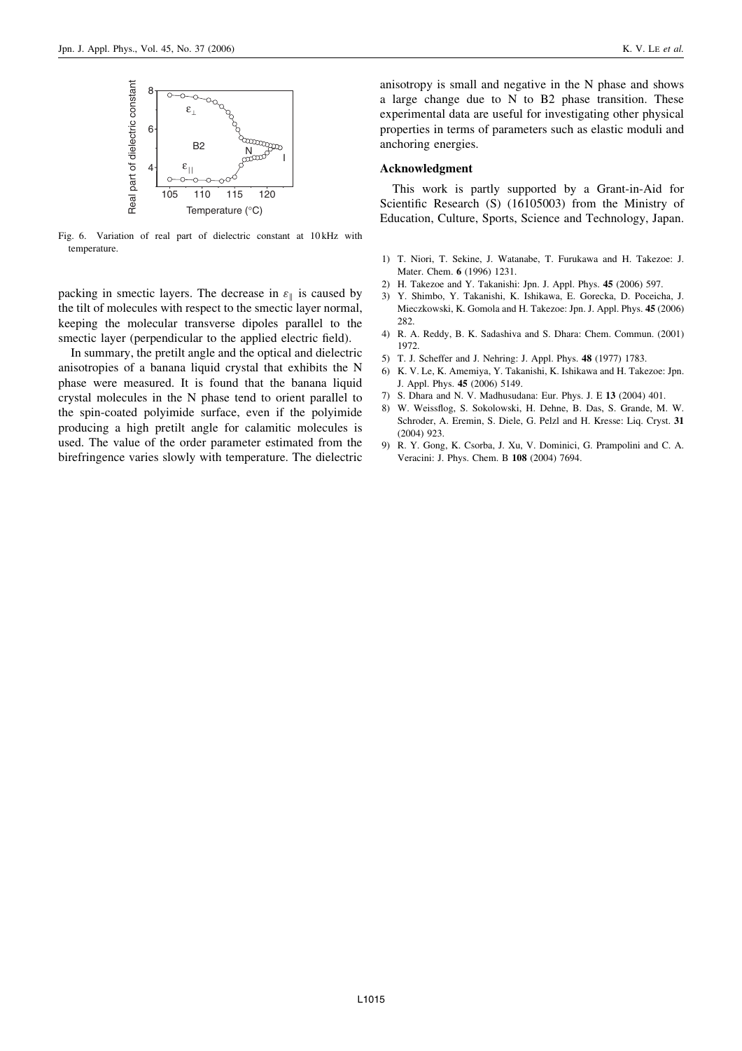Real part of dielectric constant

8

6

4

105 110 115 120

Temperature (°C)

$\varepsilon_\perp$

B2

N

I

$\varepsilon_{||}$

Fig. 6. Variation of real part of dielectric constant at 10 kHz with temperature.

packing in smectic layers. The decrease in $\varepsilon_\parallel$ is caused by the tilt of molecules with respect to the smectic layer normal, keeping the molecular transverse dipoles parallel to the smectic layer (perpendicular to the applied electric field).

In summary, the pretilt angle and the optical and dielectric anisotropies of a banana liquid crystal that exhibits the N phase were measured. It is found that the banana liquid crystal molecules in the N phase tend to orient parallel to the spin-coated polyimide surface, even if the polyimide producing a high pretilt angle for calamitic molecules is used. The value of the order parameter estimated from the birefringence varies slowly with temperature. The dielectric anisotropy is small and negative in the N phase and shows a large change due to N to B2 phase transition. These experimental data are useful for investigating other physical properties in terms of parameters such as elastic moduli and anchoring energies.

## Acknowledgment

This work is partly supported by a Grant-in-Aid for Scientific Research (S) (16105003) from the Ministry of Education, Culture, Sports, Science and Technology, Japan.

1) T. Niori, T. Sekine, J. Watanabe, T. Furukawa and H. Takezoe: J. Mater. Chem. **6** (1996) 1231.
2) H. Takezoe and Y. Takanishi: Jpn. J. Appl. Phys. **45** (2006) 597.
3) Y. Shimbo, Y. Takanishi, K. Ishikawa, E. Gorecka, D. Poceicha, J. Mieczkowski, K. Gomola and H. Takezoe: Jpn. J. Appl. Phys. **45** (2006) 282.
4) R. A. Reddy, B. K. Sadashiva and S. Dhara: Chem. Commun. (2001) 1972.
5) T. J. Scheffer and J. Nehring: J. Appl. Phys. **48** (1977) 1783.
6) K. V. Le, K. Amemiya, Y. Takanishi, K. Ishikawa and H. Takezoe: Jpn. J. Appl. Phys. **45** (2006) 5149.
7) S. Dhara and N. V. Madhusudana: Eur. Phys. J. E **13** (2004) 401.
8) W. Weissflog, S. Sokolowski, H. Dehne, B. Das, S. Grande, M. W. Schroder, A. Eremin, S. Diele, G. Pelzl and H. Kresse: Liq. Cryst. **31** (2004) 923.
9) R. Y. Gong, K. Csorba, J. Xu, V. Dominici, G. Prampolini and C. A. Veracini: J. Phys. Chem. B **108** (2004) 7694.